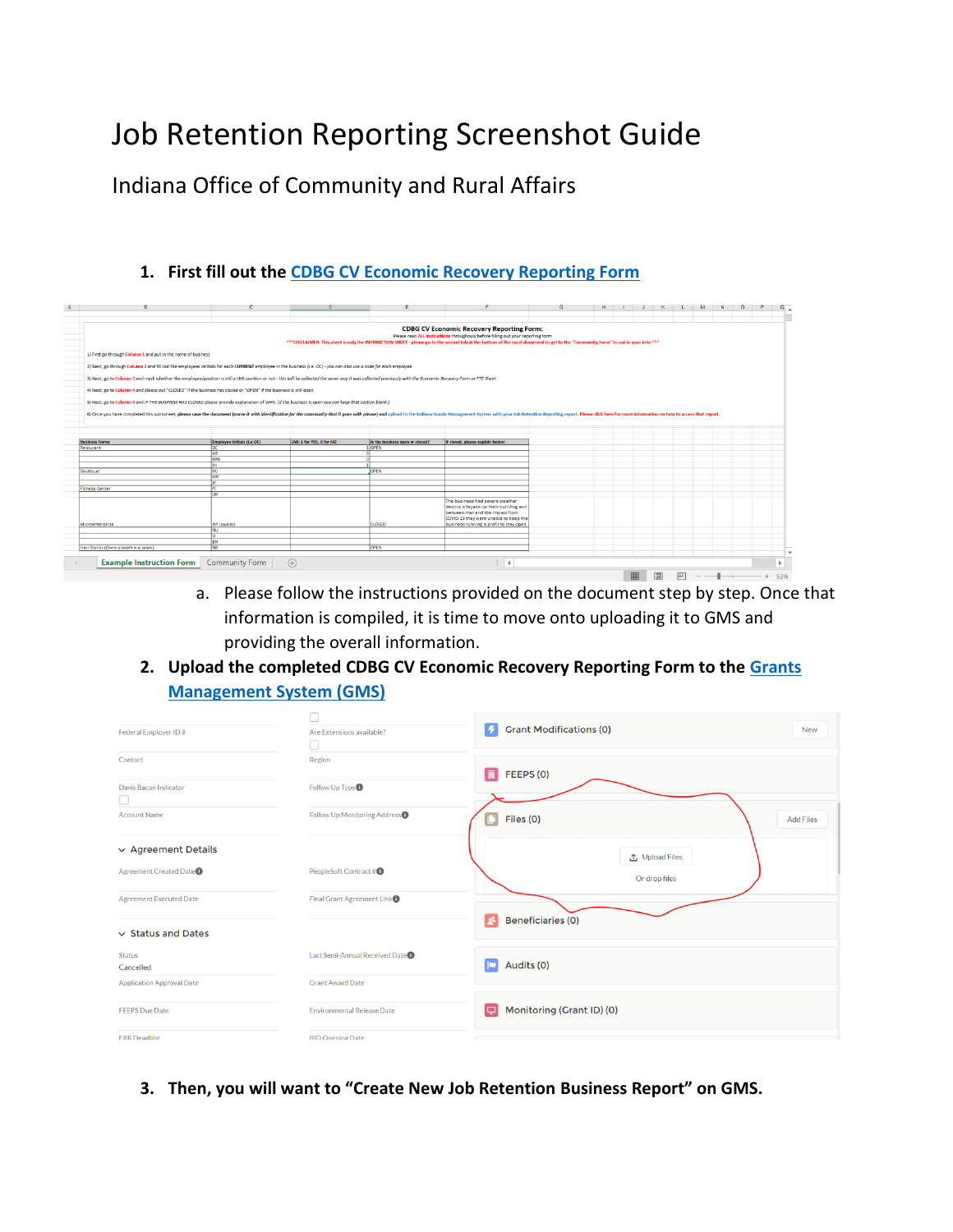# Job Retention Reporting Screenshot Guide

## Indiana Office of Community and Rural Affairs

1. **First fill out the CDBG CV Economic Recovery Reporting Form**

   a. Please follow the instructions provided on the document step by step. Once that information is compiled, it is time to move onto uploading it to GMS and providing the overall information.

2. **Upload the completed CDBG CV Economic Recovery Reporting Form to the Grants Management System (GMS)**

3. **Then, you will want to "Create New Job Retention Business Report" on GMS.**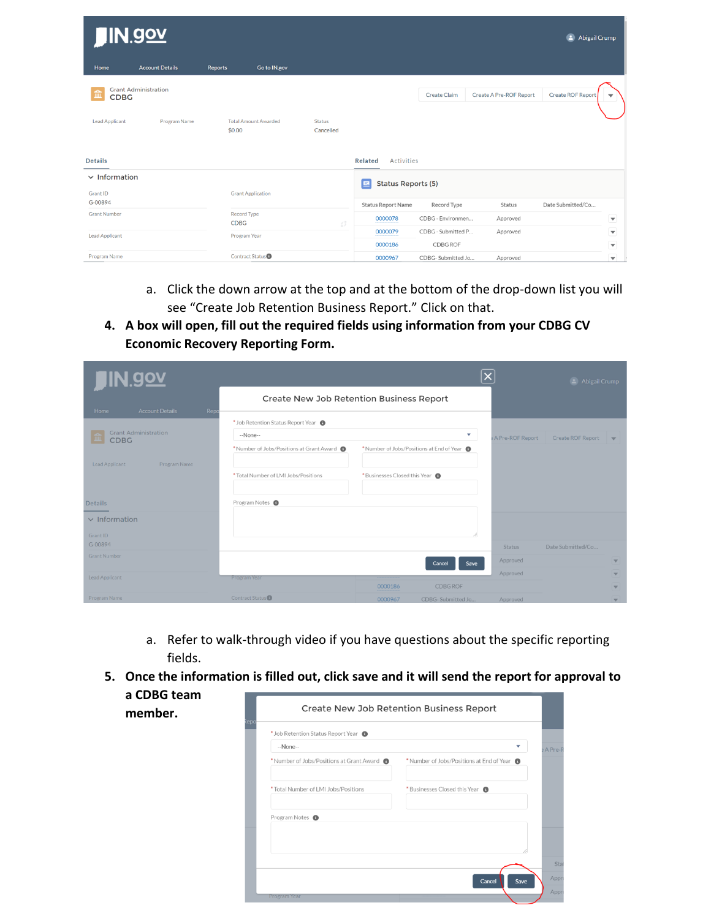a. Click the down arrow at the top and at the bottom of the drop-down list you will see "Create Job Retention Business Report." Click on that.

4. **A box will open, fill out the required fields using information from your CDBG CV Economic Recovery Reporting Form.**

a. Refer to walk-through video if you have questions about the specific reporting fields.

5. **Once the information is filled out, click save and it will send the report for approval to a CDBG team member.**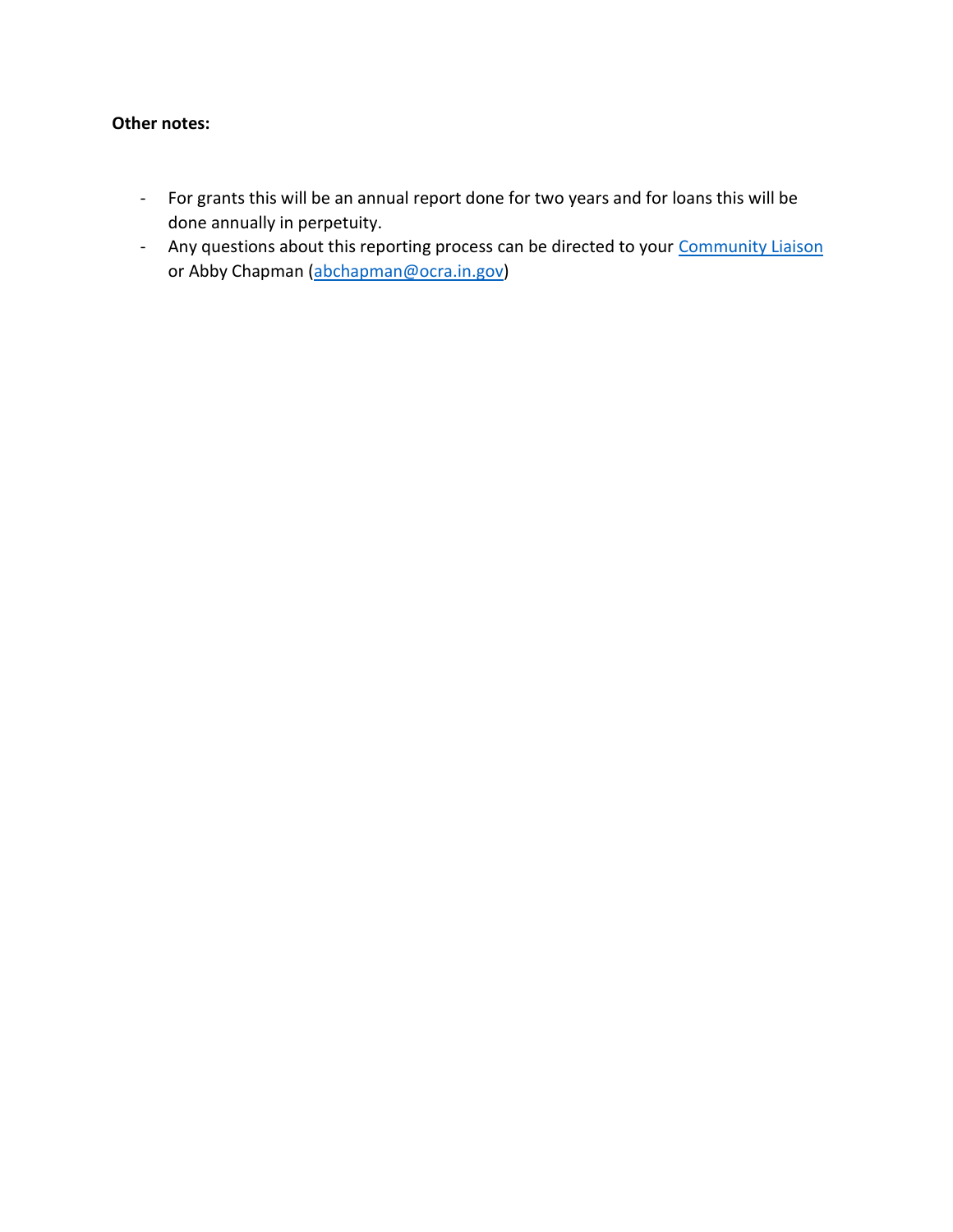**Other notes:**

- For grants this will be an annual report done for two years and for loans this will be done annually in perpetuity.
- Any questions about this reporting process can be directed to your Community Liaison or Abby Chapman (abchapman@ocra.in.gov)